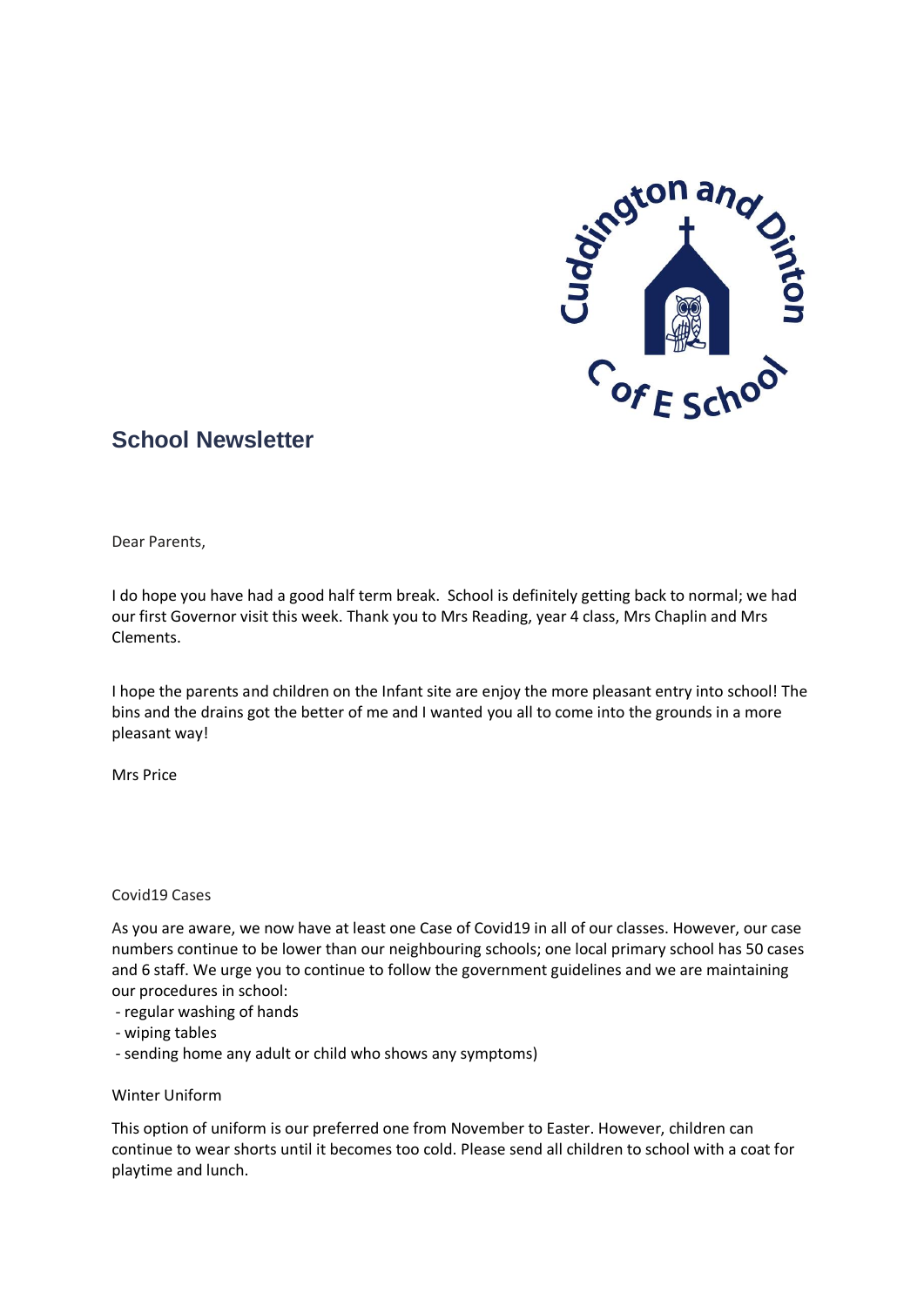# School Newsletter

Dear Parents,

I do hope you have had a good half term break. School is definitely getting back to normal; we had our first Governor visit this week. Thank you to Mrs Reading, year 4 class, Mrs Chaplin and Mrs Clements.

I hope the parents and children on the Infant site are enjoy the more pleasant entry into school! The bins and the drains got the better of me and I wanted you all to come into the grounds in a more pleasant way!

Mrs Price

## Covid19 Cases

As you are aware, we now have at least one Case of Covid19 in all of our classes. However, our case numbers continue to be lower than our neighbouring schools; one local primary school has 50 cases and 6 staff. We urge you to continue to follow the government guidelines and we are maintaining our procedures in school:

- regular washing of hands
- wiping tables
- sending home any adult or child who shows any symptoms)

## Winter Uniform

This option of uniform is our preferred one from November to Easter. However, children can continue to wear shorts until it becomes too cold. Please send all children to school with a coat for playtime and lunch.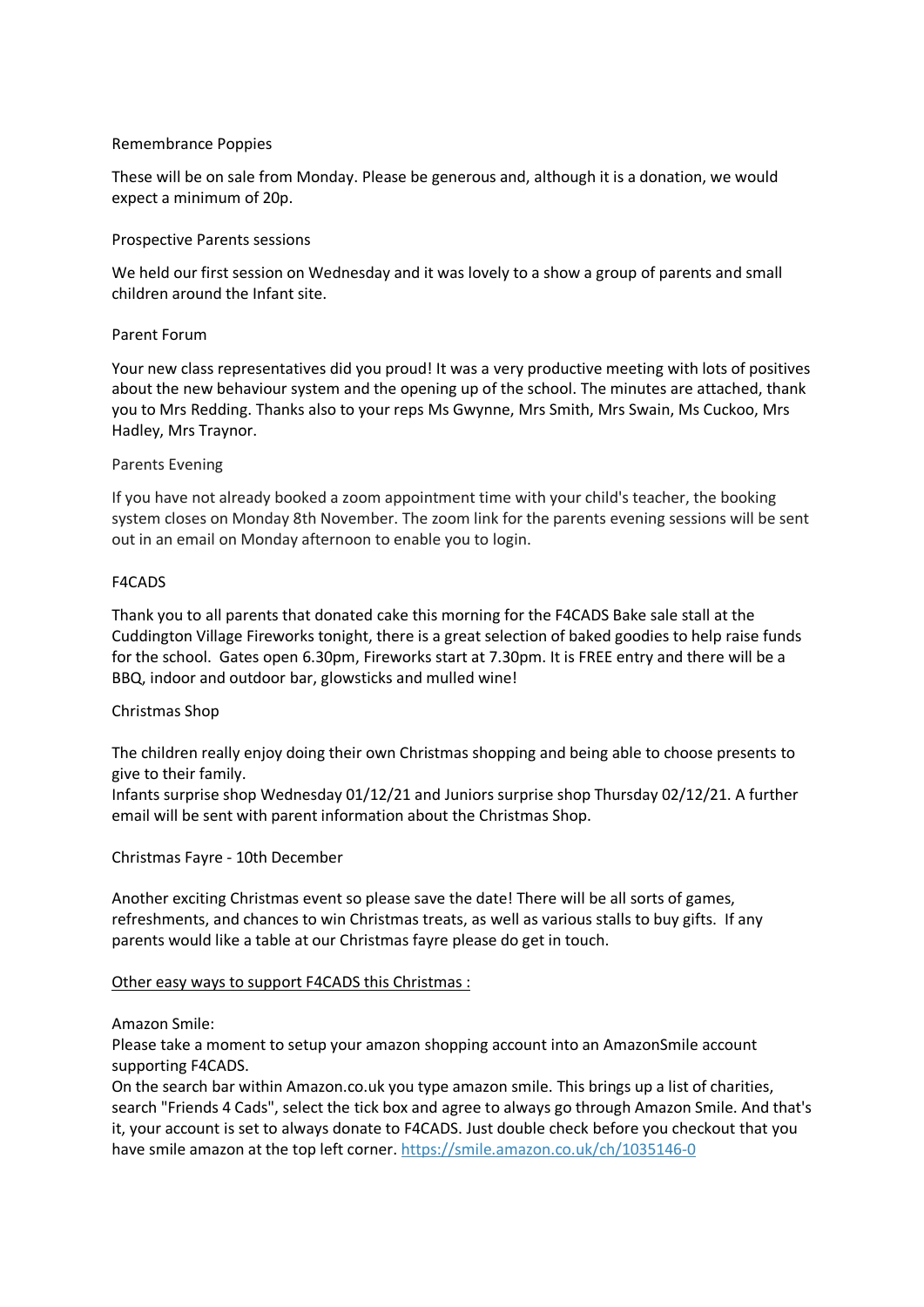## Remembrance Poppies

These will be on sale from Monday. Please be generous and, although it is a donation, we would expect a minimum of 20p.

## Prospective Parents sessions

We held our first session on Wednesday and it was lovely to a show a group of parents and small children around the Infant site.

## Parent Forum

Your new class representatives did you proud! It was a very productive meeting with lots of positives about the new behaviour system and the opening up of the school. The minutes are attached, thank you to Mrs Redding. Thanks also to your reps Ms Gwynne, Mrs Smith, Mrs Swain, Ms Cuckoo, Mrs Hadley, Mrs Traynor.

## Parents Evening

If you have not already booked a zoom appointment time with your child's teacher, the booking system closes on Monday 8th November. The zoom link for the parents evening sessions will be sent out in an email on Monday afternoon to enable you to login.

## F4CADS

Thank you to all parents that donated cake this morning for the F4CADS Bake sale stall at the Cuddington Village Fireworks tonight, there is a great selection of baked goodies to help raise funds for the school. Gates open 6.30pm, Fireworks start at 7.30pm. It is FREE entry and there will be a BBQ, indoor and outdoor bar, glowsticks and mulled wine!

## Christmas Shop

The children really enjoy doing their own Christmas shopping and being able to choose presents to give to their family.
Infants surprise shop Wednesday 01/12/21 and Juniors surprise shop Thursday 02/12/21. A further email will be sent with parent information about the Christmas Shop.

## Christmas Fayre - 10th December

Another exciting Christmas event so please save the date! There will be all sorts of games, refreshments, and chances to win Christmas treats, as well as various stalls to buy gifts. If any parents would like a table at our Christmas fayre please do get in touch.

<u>Other easy ways to support F4CADS this Christmas :</u>

Amazon Smile:
Please take a moment to setup your amazon shopping account into an AmazonSmile account supporting F4CADS.
On the search bar within Amazon.co.uk you type amazon smile. This brings up a list of charities, search "Friends 4 Cads", select the tick box and agree to always go through Amazon Smile. And that's it, your account is set to always donate to F4CADS. Just double check before you checkout that you have smile amazon at the top left corner. https://smile.amazon.co.uk/ch/1035146-0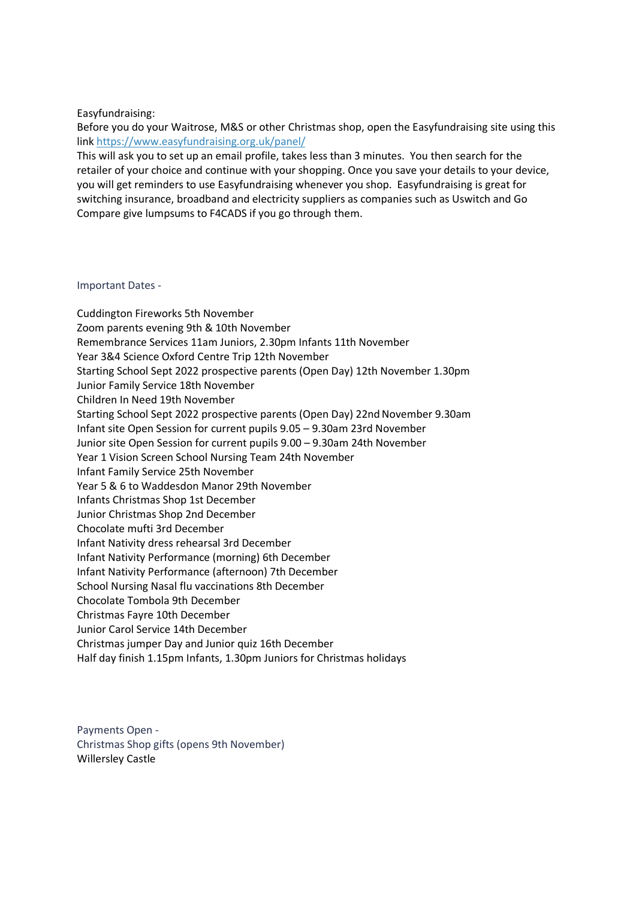Easyfundraising:
Before you do your Waitrose, M&S or other Christmas shop, open the Easyfundraising site using this link [https://www.easyfundraising.org.uk/panel/](https://www.easyfundraising.org.uk/panel/)
This will ask you to set up an email profile, takes less than 3 minutes. You then search for the retailer of your choice and continue with your shopping. Once you save your details to your device, you will get reminders to use Easyfundraising whenever you shop. Easyfundraising is great for switching insurance, broadband and electricity suppliers as companies such as Uswitch and Go Compare give lumpsums to F4CADS if you go through them.

## Important Dates -

Cuddington Fireworks 5th November
Zoom parents evening 9th & 10th November
Remembrance Services 11am Juniors, 2.30pm Infants 11th November
Year 3&4 Science Oxford Centre Trip 12th November
Starting School Sept 2022 prospective parents (Open Day) 12th November 1.30pm
Junior Family Service 18th November
Children In Need 19th November
Starting School Sept 2022 prospective parents (Open Day) 22nd November 9.30am
Infant site Open Session for current pupils 9.05 – 9.30am 23rd November
Junior site Open Session for current pupils 9.00 – 9.30am 24th November
Year 1 Vision Screen School Nursing Team 24th November
Infant Family Service 25th November
Year 5 & 6 to Waddesdon Manor 29th November
Infants Christmas Shop 1st December
Junior Christmas Shop 2nd December
Chocolate mufti 3rd December
Infant Nativity dress rehearsal 3rd December
Infant Nativity Performance (morning) 6th December
Infant Nativity Performance (afternoon) 7th December
School Nursing Nasal flu vaccinations 8th December
Chocolate Tombola 9th December
Christmas Fayre 10th December
Junior Carol Service 14th December
Christmas jumper Day and Junior quiz 16th December
Half day finish 1.15pm Infants, 1.30pm Juniors for Christmas holidays

## Payments Open -

Christmas Shop gifts (opens 9th November)
Willersley Castle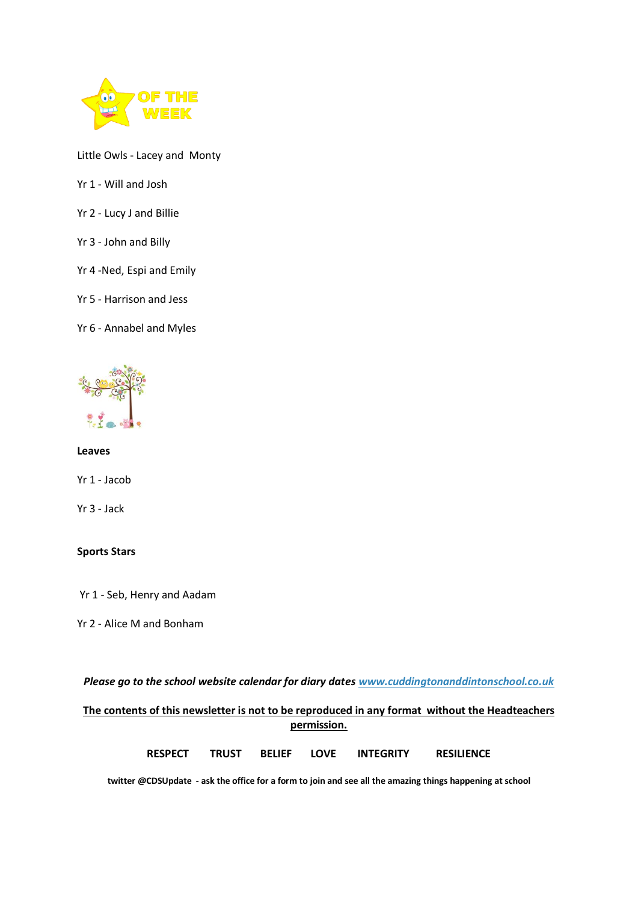OF THE WEEK

Little Owls - Lacey and Monty

Yr 1 - Will and Josh

Yr 2 - Lucy J and Billie

Yr 3 - John and Billy

Yr 4 -Ned, Espi and Emily

Yr 5 - Harrison and Jess

Yr 6 - Annabel and Myles

**Leaves**

Yr 1 - Jacob

Yr 3 - Jack

**Sports Stars**

Yr 1 - Seb, Henry and Aadam

Yr 2 - Alice M and Bonham

***Please go to the school website calendar for diary dates [www.cuddingtonanddintonschool.co.uk](http://www.cuddingtonanddintonschool.co.uk)***

**The contents of this newsletter is not to be reproduced in any format without the Headteachers permission.**

**RESPECT TRUST BELIEF LOVE INTEGRITY RESILIENCE**

**twitter @CDSUpdate - ask the office for a form to join and see all the amazing things happening at school**